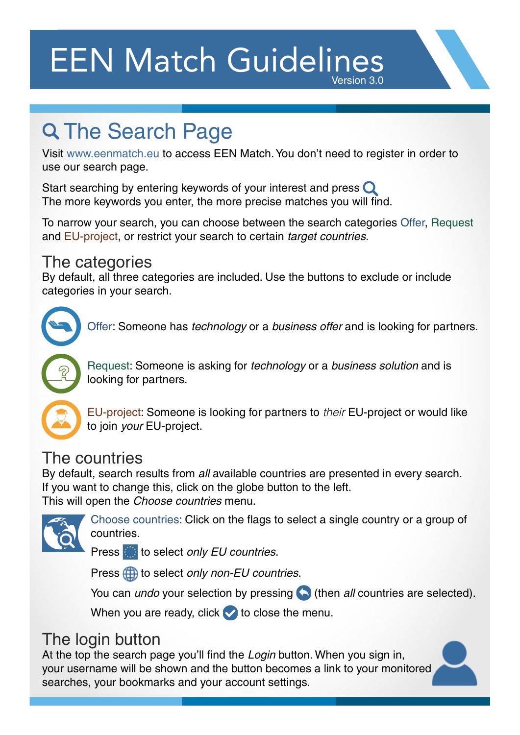# EEN Match Guidelines

Version 3.0

## The Search Page

Visit www.eenmatch.eu to access EEN Match. You don't need to register in order to use our search page.

Start searching by entering keywords of your interest and press
The more keywords you enter, the more precise matches you will find.

To narrow your search, you can choose between the search categories Offer, Request and EU-project, or restrict your search to certain *target countries*.

### The categories

By default, all three categories are included. Use the buttons to exclude or include categories in your search.

Offer: Someone has *technology* or a *business offer* and is looking for partners.

Request: Someone is asking for *technology* or a *business solution* and is looking for partners.

EU-project: Someone is looking for partners to *their* EU-project or would like to join *your* EU-project.

### The countries

By default, search results from *all* available countries are presented in every search.
If you want to change this, click on the globe button to the left.
This will open the *Choose countries* menu.

Choose countries: Click on the flags to select a single country or a group of countries.

Press to select *only EU countries*.

Press to select *only non-EU countries*.

You can *undo* your selection by pressing (then *all* countries are selected).

When you are ready, click to close the menu.

### The login button

At the top the search page you'll find the *Login* button. When you sign in, your username will be shown and the button becomes a link to your monitored searches, your bookmarks and your account settings.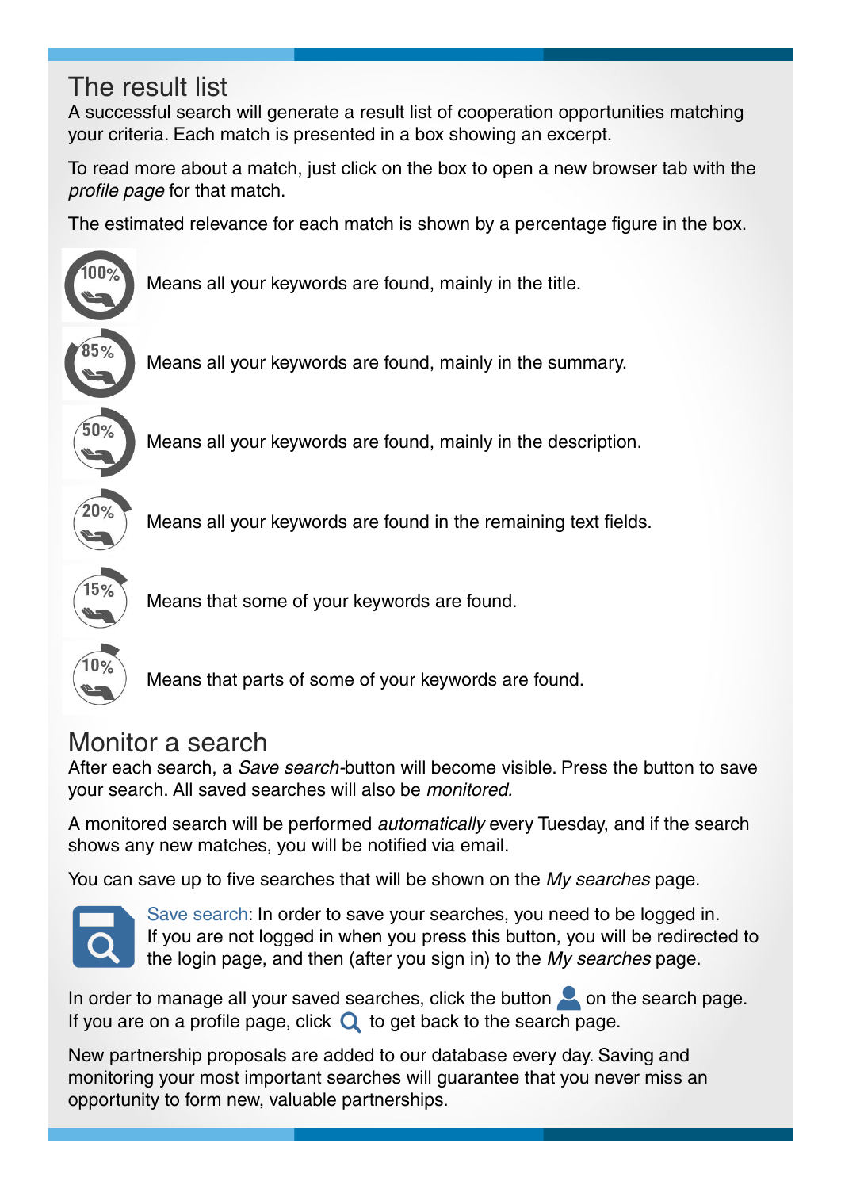## The result list

A successful search will generate a result list of cooperation opportunities matching your criteria. Each match is presented in a box showing an excerpt.

To read more about a match, just click on the box to open a new browser tab with the *profile page* for that match.

The estimated relevance for each match is shown by a percentage figure in the box.

100% Means all your keywords are found, mainly in the title.

85% Means all your keywords are found, mainly in the summary.

50% Means all your keywords are found, mainly in the description.

20% Means all your keywords are found in the remaining text fields.

15% Means that some of your keywords are found.

10% Means that parts of some of your keywords are found.

## Monitor a search

After each search, a *Save search*-button will become visible. Press the button to save your search. All saved searches will also be *monitored.*

A monitored search will be performed *automatically* every Tuesday, and if the search shows any new matches, you will be notified via email.

You can save up to five searches that will be shown on the *My searches* page.

Save search: In order to save your searches, you need to be logged in. If you are not logged in when you press this button, you will be redirected to the login page, and then (after you sign in) to the *My searches* page.

In order to manage all your saved searches, click the button on the search page. If you are on a profile page, click to get back to the search page.

New partnership proposals are added to our database every day. Saving and monitoring your most important searches will guarantee that you never miss an opportunity to form new, valuable partnerships.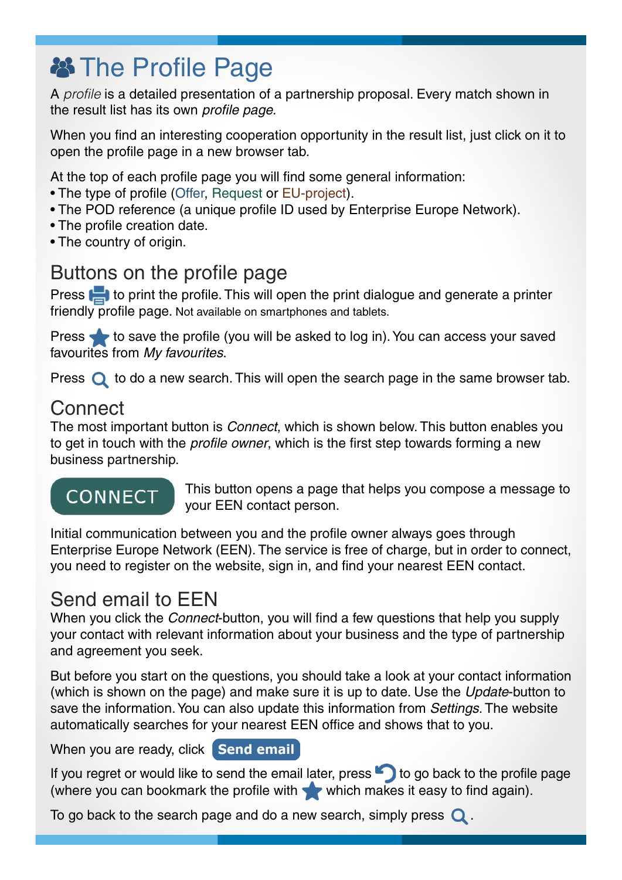# The Profile Page

A *profile* is a detailed presentation of a partnership proposal. Every match shown in the result list has its own *profile page.*

When you find an interesting cooperation opportunity in the result list, just click on it to open the profile page in a new browser tab.

At the top of each profile page you will find some general information:

- The type of profile (Offer, Request or EU-project).
- The POD reference (a unique profile ID used by Enterprise Europe Network).
- The profile creation date.
- The country of origin.

## Buttons on the profile page

Press [print icon] to print the profile. This will open the print dialogue and generate a printer friendly profile page. Not available on smartphones and tablets.

Press [star icon] to save the profile (you will be asked to log in). You can access your saved favourites from *My favourites*.

Press [search icon] to do a new search. This will open the search page in the same browser tab.

## Connect

The most important button is *Connect*, which is shown below. This button enables you to get in touch with the *profile owner*, which is the first step towards forming a new business partnership.

**CONNECT** This button opens a page that helps you compose a message to your EEN contact person.

Initial communication between you and the profile owner always goes through Enterprise Europe Network (EEN). The service is free of charge, but in order to connect, you need to register on the website, sign in, and find your nearest EEN contact.

## Send email to EEN

When you click the *Connect*-button, you will find a few questions that help you supply your contact with relevant information about your business and the type of partnership and agreement you seek.

But before you start on the questions, you should take a look at your contact information (which is shown on the page) and make sure it is up to date. Use the *Update*-button to save the information. You can also update this information from *Settings*. The website automatically searches for your nearest EEN office and shows that to you.

When you are ready, click **Send email**

If you regret or would like to send the email later, press [back icon] to go back to the profile page (where you can bookmark the profile with [star icon] which makes it easy to find again).

To go back to the search page and do a new search, simply press [search icon].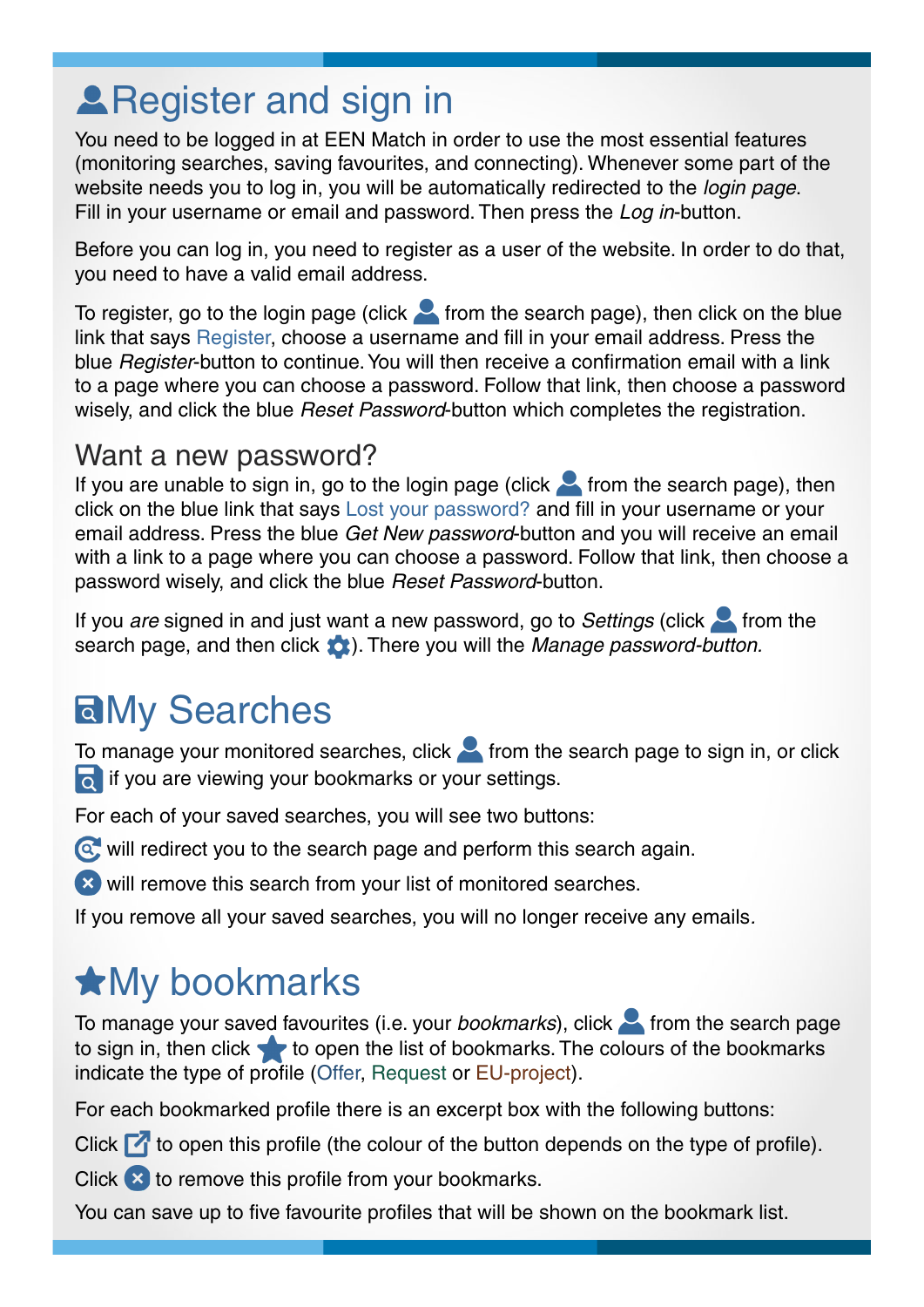# Register and sign in

You need to be logged in at EEN Match in order to use the most essential features (monitoring searches, saving favourites, and connecting). Whenever some part of the website needs you to log in, you will be automatically redirected to the *login page*. Fill in your username or email and password. Then press the *Log in*-button.

Before you can log in, you need to register as a user of the website. In order to do that, you need to have a valid email address.

To register, go to the login page (click from the search page), then click on the blue link that says Register, choose a username and fill in your email address. Press the blue *Register*-button to continue. You will then receive a confirmation email with a link to a page where you can choose a password. Follow that link, then choose a password wisely, and click the blue *Reset Password*-button which completes the registration.

## Want a new password?

If you are unable to sign in, go to the login page (click from the search page), then click on the blue link that says Lost your password? and fill in your username or your email address. Press the blue *Get New password*-button and you will receive an email with a link to a page where you can choose a password. Follow that link, then choose a password wisely, and click the blue *Reset Password*-button.

If you *are* signed in and just want a new password, go to *Settings* (click from the search page, and then click ). There you will the *Manage password-button.*

# My Searches

To manage your monitored searches, click from the search page to sign in, or click if you are viewing your bookmarks or your settings.

For each of your saved searches, you will see two buttons:

will redirect you to the search page and perform this search again.

will remove this search from your list of monitored searches.

If you remove all your saved searches, you will no longer receive any emails.

# My bookmarks

To manage your saved favourites (i.e. your *bookmarks*), click from the search page to sign in, then click to open the list of bookmarks. The colours of the bookmarks indicate the type of profile (Offer, Request or EU-project).

For each bookmarked profile there is an excerpt box with the following buttons:

Click to open this profile (the colour of the button depends on the type of profile).

Click to remove this profile from your bookmarks.

You can save up to five favourite profiles that will be shown on the bookmark list.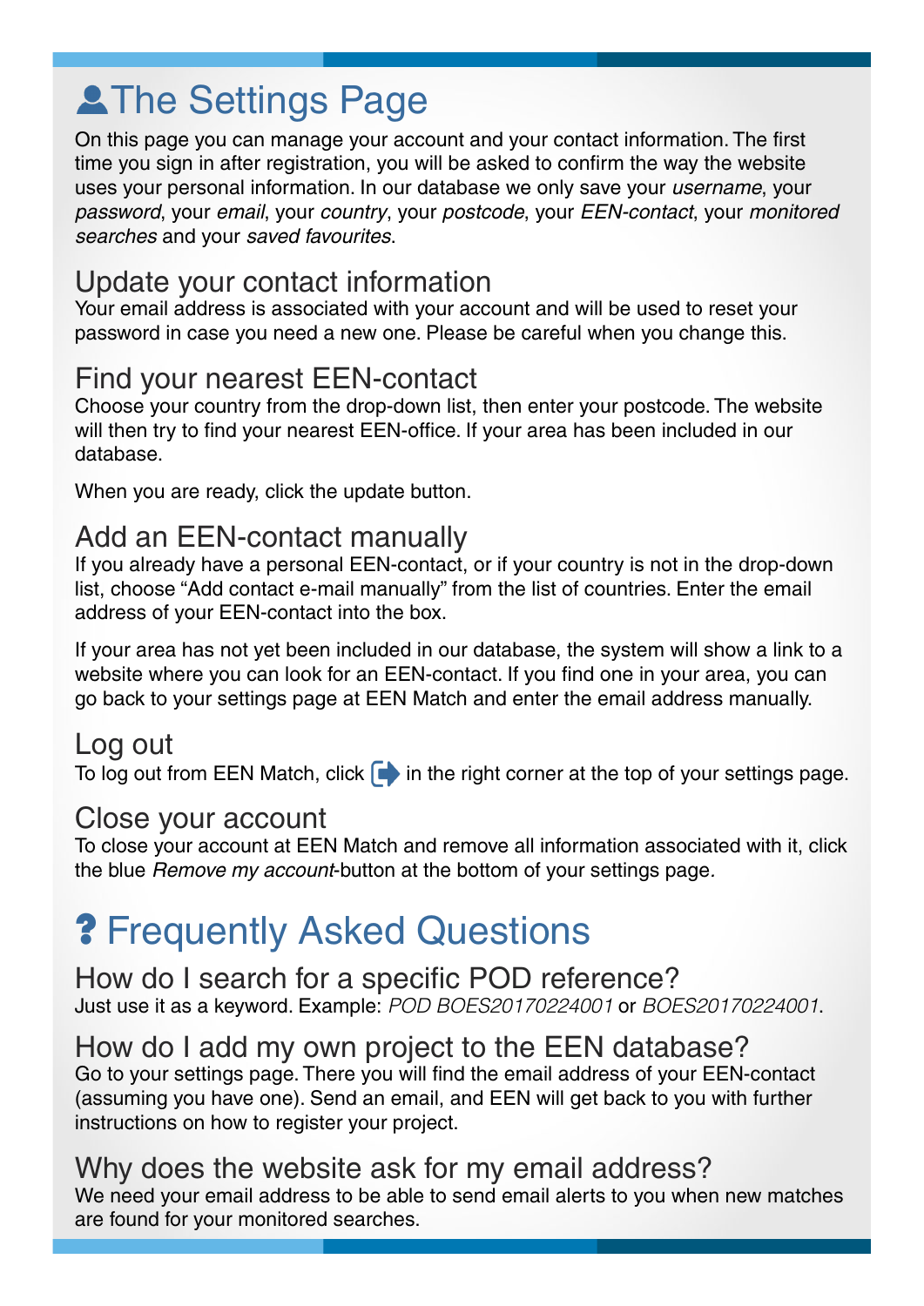# The Settings Page

On this page you can manage your account and your contact information. The first time you sign in after registration, you will be asked to confirm the way the website uses your personal information. In our database we only save your *username*, your *password*, your *email*, your *country*, your *postcode*, your *EEN-contact*, your *monitored searches* and your *saved favourites*.

## Update your contact information

Your email address is associated with your account and will be used to reset your password in case you need a new one. Please be careful when you change this.

## Find your nearest EEN-contact

Choose your country from the drop-down list, then enter your postcode. The website will then try to find your nearest EEN-office. If your area has been included in our database.

When you are ready, click the update button.

## Add an EEN-contact manually

If you already have a personal EEN-contact, or if your country is not in the drop-down list, choose "Add contact e-mail manually" from the list of countries. Enter the email address of your EEN-contact into the box.

If your area has not yet been included in our database, the system will show a link to a website where you can look for an EEN-contact. If you find one in your area, you can go back to your settings page at EEN Match and enter the email address manually.

## Log out

To log out from EEN Match, click in the right corner at the top of your settings page.

## Close your account

To close your account at EEN Match and remove all information associated with it, click the blue *Remove my account*-button at the bottom of your settings page.

# Frequently Asked Questions

## How do I search for a specific POD reference?

Just use it as a keyword. Example: *POD BOES20170224001* or *BOES20170224001*.

## How do I add my own project to the EEN database?

Go to your settings page. There you will find the email address of your EEN-contact (assuming you have one). Send an email, and EEN will get back to you with further instructions on how to register your project.

## Why does the website ask for my email address?

We need your email address to be able to send email alerts to you when new matches are found for your monitored searches.